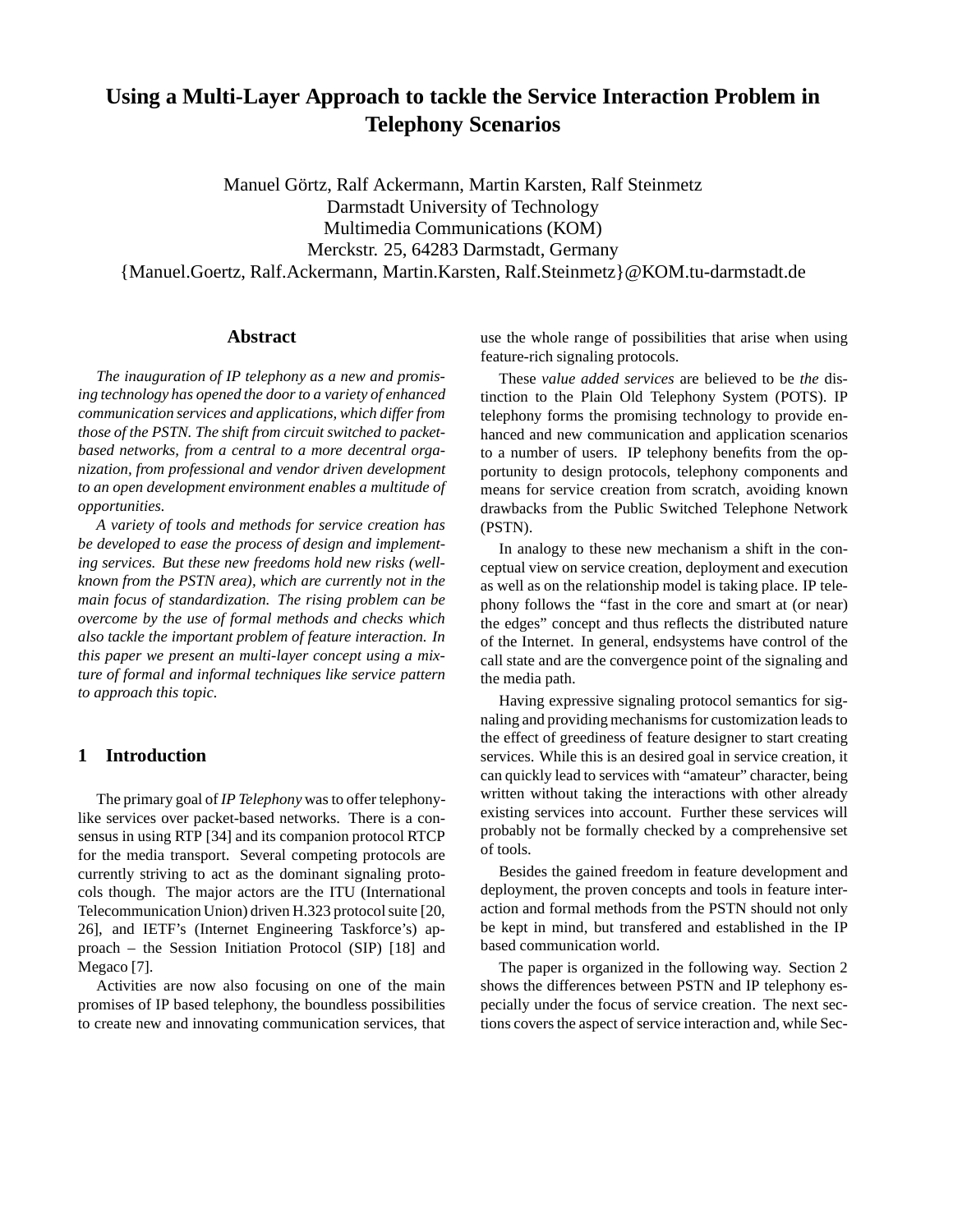# Using a Multi-Layer Approach to tackle the Service Interaction Problem in Telephony Scenarios

Manuel Görtz, Ralf Ackermann, Martin Karsten, Ralf Steinmetz
Darmstadt University of Technology
Multimedia Communications (KOM)
Merckstr. 25, 64283 Darmstadt, Germany
{Manuel.Goertz, Ralf.Ackermann, Martin.Karsten, Ralf.Steinmetz}@KOM.tu-darmstadt.de

## Abstract

*The inauguration of IP telephony as a new and promising technology has opened the door to a variety of enhanced communication services and applications, which differ from those of the PSTN. The shift from circuit switched to packet-based networks, from a central to a more decentral organization, from professional and vendor driven development to an open development environment enables a multitude of opportunities.*

*A variety of tools and methods for service creation has be developed to ease the process of design and implementing services. But these new freedoms hold new risks (well-known from the PSTN area), which are currently not in the main focus of standardization. The rising problem can be overcome by the use of formal methods and checks which also tackle the important problem of feature interaction. In this paper we present an multi-layer concept using a mixture of formal and informal techniques like service pattern to approach this topic.*

## 1 Introduction

The primary goal of *IP Telephony* was to offer telephony-like services over packet-based networks. There is a consensus in using RTP [34] and its companion protocol RTCP for the media transport. Several competing protocols are currently striving to act as the dominant signaling protocols though. The major actors are the ITU (International Telecommunication Union) driven H.323 protocol suite [20, 26], and IETF's (Internet Engineering Taskforce's) approach – the Session Initiation Protocol (SIP) [18] and Megaco [7].

Activities are now also focusing on one of the main promises of IP based telephony, the boundless possibilities to create new and innovating communication services, that use the whole range of possibilities that arise when using feature-rich signaling protocols.

These *value added services* are believed to be *the* distinction to the Plain Old Telephony System (POTS). IP telephony forms the promising technology to provide enhanced and new communication and application scenarios to a number of users. IP telephony benefits from the opportunity to design protocols, telephony components and means for service creation from scratch, avoiding known drawbacks from the Public Switched Telephone Network (PSTN).

In analogy to these new mechanism a shift in the conceptual view on service creation, deployment and execution as well as on the relationship model is taking place. IP telephony follows the "fast in the core and smart at (or near) the edges" concept and thus reflects the distributed nature of the Internet. In general, endsystems have control of the call state and are the convergence point of the signaling and the media path.

Having expressive signaling protocol semantics for signaling and providing mechanisms for customization leads to the effect of greediness of feature designer to start creating services. While this is an desired goal in service creation, it can quickly lead to services with "amateur" character, being written without taking the interactions with other already existing services into account. Further these services will probably not be formally checked by a comprehensive set of tools.

Besides the gained freedom in feature development and deployment, the proven concepts and tools in feature interaction and formal methods from the PSTN should not only be kept in mind, but transfered and established in the IP based communication world.

The paper is organized in the following way. Section 2 shows the differences between PSTN and IP telephony especially under the focus of service creation. The next sections covers the aspect of service interaction and, while Sec-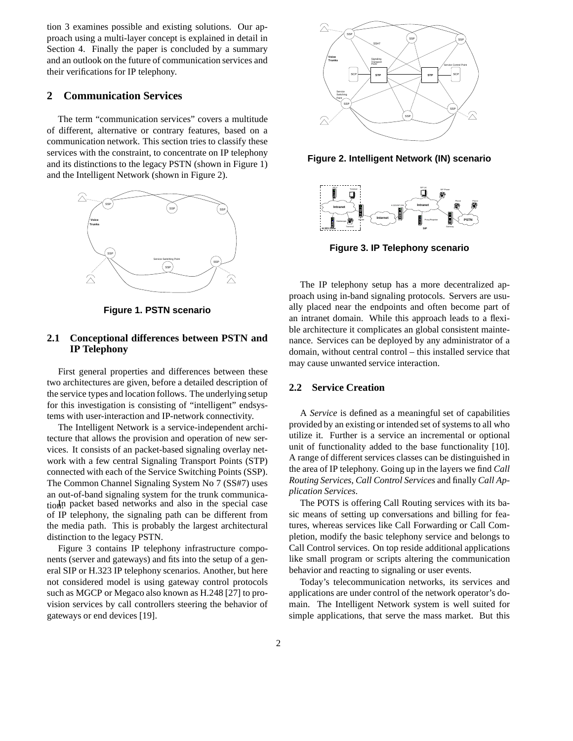tion 3 examines possible and existing solutions. Our approach using a multi-layer concept is explained in detail in Section 4. Finally the paper is concluded by a summary and an outlook on the future of communication services and their verifications for IP telephony.

## 2 Communication Services

The term "communication services" covers a multitude of different, alternative or contrary features, based on a communication network. This section tries to classify these services with the constraint, to concentrate on IP telephony and its distinctions to the legacy PSTN (shown in Figure 1) and the Intelligent Network (shown in Figure 2).

**Figure 1. PSTN scenario**

### 2.1 Conceptional differences between PSTN and IP Telephony

First general properties and differences between these two architectures are given, before a detailed description of the service types and location follows. The underlying setup for this investigation is consisting of "intelligent" endsystems with user-interaction and IP-network connectivity.

The Intelligent Network is a service-independent architecture that allows the provision and operation of new services. It consists of an packet-based signaling overlay network with a few central Signaling Transport Points (STP) connected with each of the Service Switching Points (SSP). The Common Channel Signaling System No 7 (SS#7) uses an out-of-band signaling system for the trunk communication. In packet based networks and also in the special case of IP telephony, the signaling path can be different from the media path. This is probably the largest architectural distinction to the legacy PSTN.

Figure 3 contains IP telephony infrastructure components (server and gateways) and fits into the setup of a general SIP or H.323 IP telephony scenarios. Another, but here not considered model is using gateway control protocols such as MGCP or Megaco also known as H.248 [27] to provision services by call controllers steering the behavior of gateways or end devices [19].

**Figure 2. Intelligent Network (IN) scenario**

**Figure 3. IP Telephony scenario**

The IP telephony setup has a more decentralized approach using in-band signaling protocols. Servers are usually placed near the endpoints and often become part of an intranet domain. While this approach leads to a flexible architecture it complicates an global consistent maintenance. Services can be deployed by any administrator of a domain, without central control – this installed service that may cause unwanted service interaction.

### 2.2 Service Creation

A *Service* is defined as a meaningful set of capabilities provided by an existing or intended set of systems to all who utilize it. Further is a service an incremental or optional unit of functionality added to the base functionality [10]. A range of different services classes can be distinguished in the area of IP telephony. Going up in the layers we find *Call Routing Services*, *Call Control Services* and finally *Call Application Services*.

The POTS is offering Call Routing services with its basic means of setting up conversations and billing for features, whereas services like Call Forwarding or Call Completion, modify the basic telephony service and belongs to Call Control services. On top reside additional applications like small program or scripts altering the communication behavior and reacting to signaling or user events.

Today's telecommunication networks, its services and applications are under control of the network operator's domain. The Intelligent Network system is well suited for simple applications, that serve the mass market. But this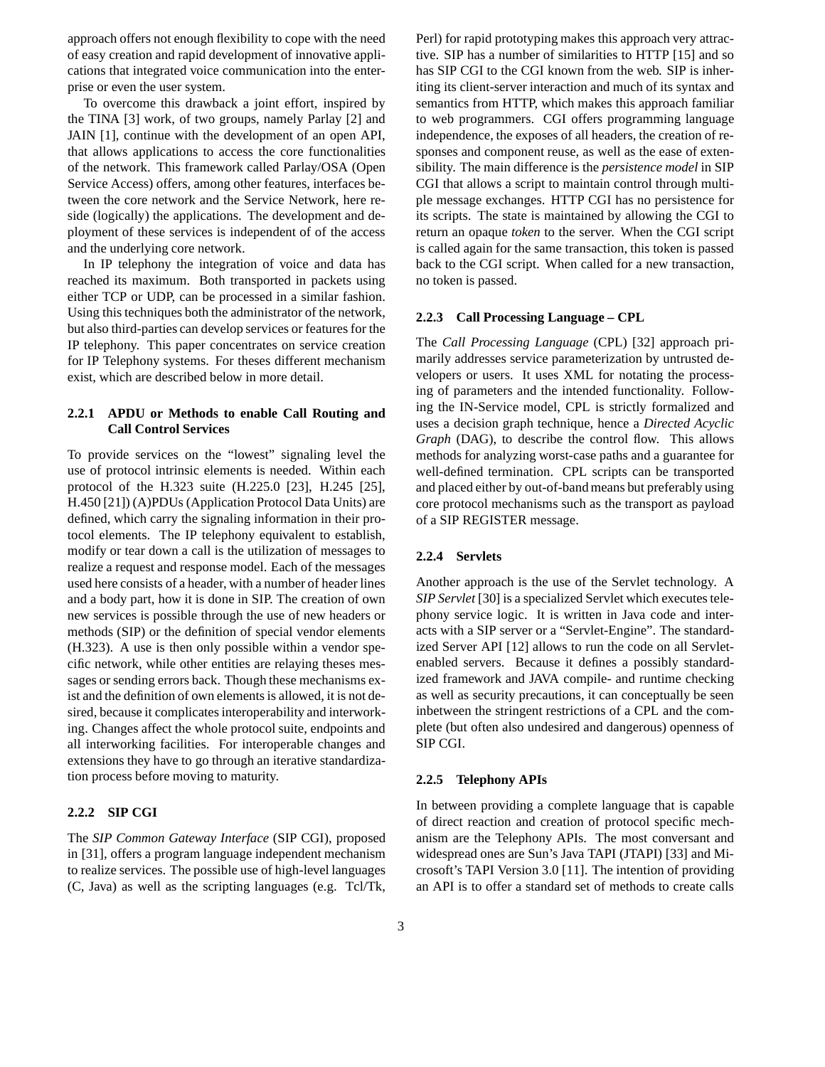approach offers not enough flexibility to cope with the need of easy creation and rapid development of innovative applications that integrated voice communication into the enterprise or even the user system.

To overcome this drawback a joint effort, inspired by the TINA [3] work, of two groups, namely Parlay [2] and JAIN [1], continue with the development of an open API, that allows applications to access the core functionalities of the network. This framework called Parlay/OSA (Open Service Access) offers, among other features, interfaces between the core network and the Service Network, here reside (logically) the applications. The development and deployment of these services is independent of of the access and the underlying core network.

In IP telephony the integration of voice and data has reached its maximum. Both transported in packets using either TCP or UDP, can be processed in a similar fashion. Using this techniques both the administrator of the network, but also third-parties can develop services or features for the IP telephony. This paper concentrates on service creation for IP Telephony systems. For theses different mechanism exist, which are described below in more detail.

#### 2.2.1 APDU or Methods to enable Call Routing and Call Control Services

To provide services on the "lowest" signaling level the use of protocol intrinsic elements is needed. Within each protocol of the H.323 suite (H.225.0 [23], H.245 [25], H.450 [21]) (A)PDUs (Application Protocol Data Units) are defined, which carry the signaling information in their protocol elements. The IP telephony equivalent to establish, modify or tear down a call is the utilization of messages to realize a request and response model. Each of the messages used here consists of a header, with a number of header lines and a body part, how it is done in SIP. The creation of own new services is possible through the use of new headers or methods (SIP) or the definition of special vendor elements (H.323). A use is then only possible within a vendor specific network, while other entities are relaying theses messages or sending errors back. Though these mechanisms exist and the definition of own elements is allowed, it is not desired, because it complicates interoperability and interworking. Changes affect the whole protocol suite, endpoints and all interworking facilities. For interoperable changes and extensions they have to go through an iterative standardization process before moving to maturity.

#### 2.2.2 SIP CGI

The *SIP Common Gateway Interface* (SIP CGI), proposed in [31], offers a program language independent mechanism to realize services. The possible use of high-level languages (C, Java) as well as the scripting languages (e.g. Tcl/Tk, Perl) for rapid prototyping makes this approach very attractive. SIP has a number of similarities to HTTP [15] and so has SIP CGI to the CGI known from the web. SIP is inheriting its client-server interaction and much of its syntax and semantics from HTTP, which makes this approach familiar to web programmers. CGI offers programming language independence, the exposes of all headers, the creation of responses and component reuse, as well as the ease of extensibility. The main difference is the *persistence model* in SIP CGI that allows a script to maintain control through multiple message exchanges. HTTP CGI has no persistence for its scripts. The state is maintained by allowing the CGI to return an opaque *token* to the server. When the CGI script is called again for the same transaction, this token is passed back to the CGI script. When called for a new transaction, no token is passed.

#### 2.2.3 Call Processing Language – CPL

The *Call Processing Language* (CPL) [32] approach primarily addresses service parameterization by untrusted developers or users. It uses XML for notating the processing of parameters and the intended functionality. Following the IN-Service model, CPL is strictly formalized and uses a decision graph technique, hence a *Directed Acyclic Graph* (DAG), to describe the control flow. This allows methods for analyzing worst-case paths and a guarantee for well-defined termination. CPL scripts can be transported and placed either by out-of-band means but preferably using core protocol mechanisms such as the transport as payload of a SIP REGISTER message.

#### 2.2.4 Servlets

Another approach is the use of the Servlet technology. A *SIP Servlet* [30] is a specialized Servlet which executes telephony service logic. It is written in Java code and interacts with a SIP server or a "Servlet-Engine". The standardized Server API [12] allows to run the code on all Servlet-enabled servers. Because it defines a possibly standardized framework and JAVA compile- and runtime checking as well as security precautions, it can conceptually be seen inbetween the stringent restrictions of a CPL and the complete (but often also undesired and dangerous) openness of SIP CGI.

#### 2.2.5 Telephony APIs

In between providing a complete language that is capable of direct reaction and creation of protocol specific mechanism are the Telephony APIs. The most conversant and widespread ones are Sun's Java TAPI (JTAPI) [33] and Microsoft's TAPI Version 3.0 [11]. The intention of providing an API is to offer a standard set of methods to create calls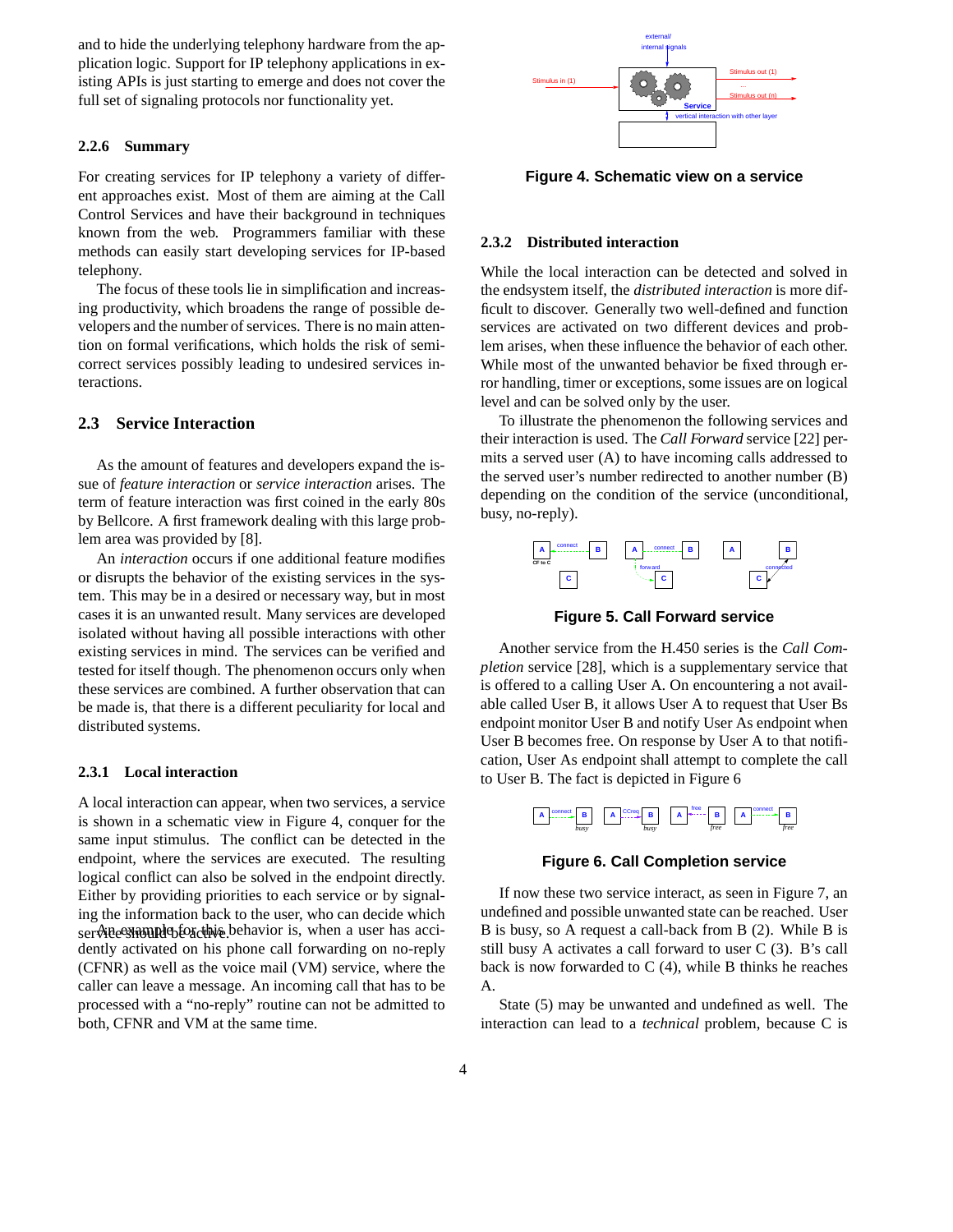and to hide the underlying telephony hardware from the application logic. Support for IP telephony applications in existing APIs is just starting to emerge and does not cover the full set of signaling protocols nor functionality yet.

#### 2.2.6 Summary

For creating services for IP telephony a variety of different approaches exist. Most of them are aiming at the Call Control Services and have their background in techniques known from the web. Programmers familiar with these methods can easily start developing services for IP-based telephony.

The focus of these tools lie in simplification and increasing productivity, which broadens the range of possible developers and the number of services. There is no main attention on formal verifications, which holds the risk of semi-correct services possibly leading to undesired services interactions.

### 2.3 Service Interaction

As the amount of features and developers expand the issue of *feature interaction* or *service interaction* arises. The term of feature interaction was first coined in the early 80s by Bellcore. A first framework dealing with this large problem area was provided by [8].

An *interaction* occurs if one additional feature modifies or disrupts the behavior of the existing services in the system. This may be in a desired or necessary way, but in most cases it is an unwanted result. Many services are developed isolated without having all possible interactions with other existing services in mind. The services can be verified and tested for itself though. The phenomenon occurs only when these services are combined. A further observation that can be made is, that there is a different peculiarity for local and distributed systems.

#### 2.3.1 Local interaction

A local interaction can appear, when two services, a service is shown in a schematic view in Figure 4, conquer for the same input stimulus. The conflict can be detected in the endpoint, where the services are executed. The resulting logical conflict can also be solved in the endpoint directly. Either by providing priorities to each service or by signaling the information back to the user, who can decide which service should be active.

An example for this behavior is, when a user has accidently activated on his phone call forwarding on no-reply (CFNR) as well as the voice mail (VM) service, where the caller can leave a message. An incoming call that has to be processed with a "no-reply" routine can not be admitted to both, CFNR and VM at the same time.

Figure 4. Schematic view on a service

#### 2.3.2 Distributed interaction

While the local interaction can be detected and solved in the endsystem itself, the *distributed interaction* is more difficult to discover. Generally two well-defined and function services are activated on two different devices and problem arises, when these influence the behavior of each other. While most of the unwanted behavior be fixed through error handling, timer or exceptions, some issues are on logical level and can be solved only by the user.

To illustrate the phenomenon the following services and their interaction is used. The *Call Forward* service [22] permits a served user (A) to have incoming calls addressed to the served user's number redirected to another number (B) depending on the condition of the service (unconditional, busy, no-reply).

Figure 5. Call Forward service

Another service from the H.450 series is the *Call Completion* service [28], which is a supplementary service that is offered to a calling User A. On encountering a not available called User B, it allows User A to request that User Bs endpoint monitor User B and notify User As endpoint when User B becomes free. On response by User A to that notification, User As endpoint shall attempt to complete the call to User B. The fact is depicted in Figure 6

Figure 6. Call Completion service

If now these two service interact, as seen in Figure 7, an undefined and possible unwanted state can be reached. User B is busy, so A request a call-back from B (2). While B is still busy A activates a call forward to user C (3). B's call back is now forwarded to C (4), while B thinks he reaches A.

State (5) may be unwanted and undefined as well. The interaction can lead to a *technical* problem, because C is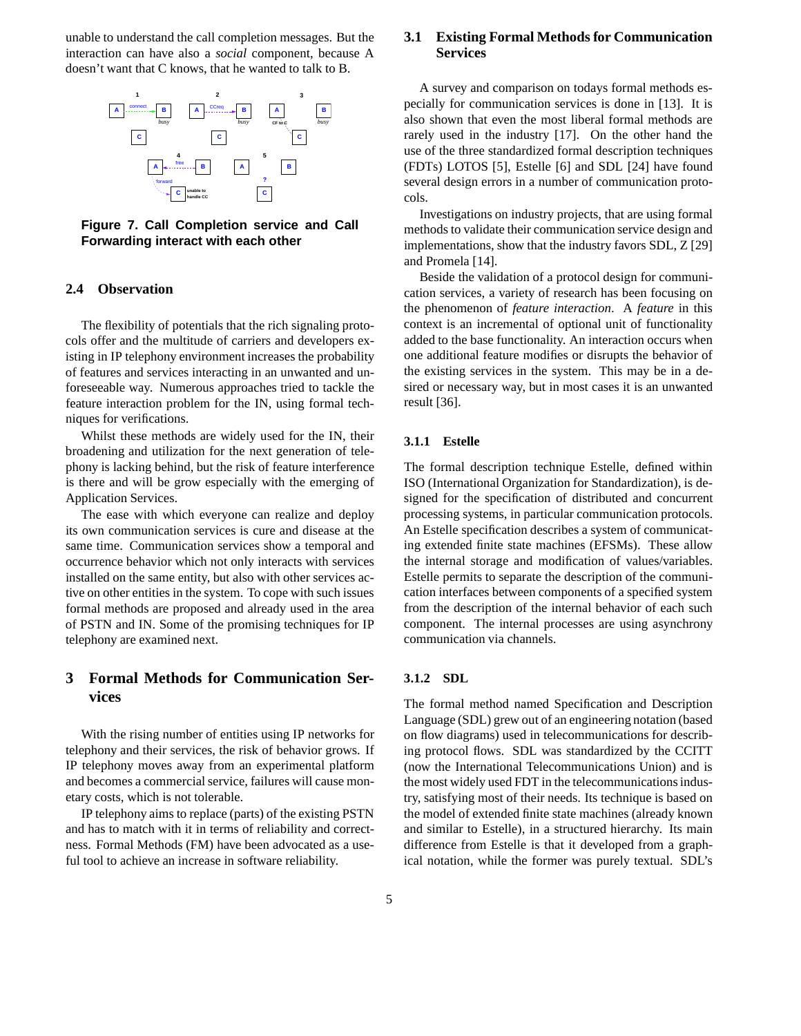unable to understand the call completion messages. But the interaction can have also a *social* component, because A doesn't want that C knows, that he wanted to talk to B.

**Figure 7. Call Completion service and Call Forwarding interact with each other**

### 2.4 Observation

The flexibility of potentials that the rich signaling protocols offer and the multitude of carriers and developers existing in IP telephony environment increases the probability of features and services interacting in an unwanted and unforeseeable way. Numerous approaches tried to tackle the feature interaction problem for the IN, using formal techniques for verifications.

Whilst these methods are widely used for the IN, their broadening and utilization for the next generation of telephony is lacking behind, but the risk of feature interference is there and will be grow especially with the emerging of Application Services.

The ease with which everyone can realize and deploy its own communication services is cure and disease at the same time. Communication services show a temporal and occurrence behavior which not only interacts with services installed on the same entity, but also with other services active on other entities in the system. To cope with such issues formal methods are proposed and already used in the area of PSTN and IN. Some of the promising techniques for IP telephony are examined next.

## 3 Formal Methods for Communication Services

With the rising number of entities using IP networks for telephony and their services, the risk of behavior grows. If IP telephony moves away from an experimental platform and becomes a commercial service, failures will cause monetary costs, which is not tolerable.

IP telephony aims to replace (parts) of the existing PSTN and has to match with it in terms of reliability and correctness. Formal Methods (FM) have been advocated as a useful tool to achieve an increase in software reliability.

### 3.1 Existing Formal Methods for Communication Services

A survey and comparison on todays formal methods especially for communication services is done in [13]. It is also shown that even the most liberal formal methods are rarely used in the industry [17]. On the other hand the use of the three standardized formal description techniques (FDTs) LOTOS [5], Estelle [6] and SDL [24] have found several design errors in a number of communication protocols.

Investigations on industry projects, that are using formal methods to validate their communication service design and implementations, show that the industry favors SDL, Z [29] and Promela [14].

Beside the validation of a protocol design for communication services, a variety of research has been focusing on the phenomenon of *feature interaction*. A *feature* in this context is an incremental of optional unit of functionality added to the base functionality. An interaction occurs when one additional feature modifies or disrupts the behavior of the existing services in the system. This may be in a desired or necessary way, but in most cases it is an unwanted result [36].

#### 3.1.1 Estelle

The formal description technique Estelle, defined within ISO (International Organization for Standardization), is designed for the specification of distributed and concurrent processing systems, in particular communication protocols. An Estelle specification describes a system of communicating extended finite state machines (EFSMs). These allow the internal storage and modification of values/variables. Estelle permits to separate the description of the communication interfaces between components of a specified system from the description of the internal behavior of each such component. The internal processes are using asynchrony communication via channels.

#### 3.1.2 SDL

The formal method named Specification and Description Language (SDL) grew out of an engineering notation (based on flow diagrams) used in telecommunications for describing protocol flows. SDL was standardized by the CCITT (now the International Telecommunications Union) and is the most widely used FDT in the telecommunications industry, satisfying most of their needs. Its technique is based on the model of extended finite state machines (already known and similar to Estelle), in a structured hierarchy. Its main difference from Estelle is that it developed from a graphical notation, while the former was purely textual. SDL's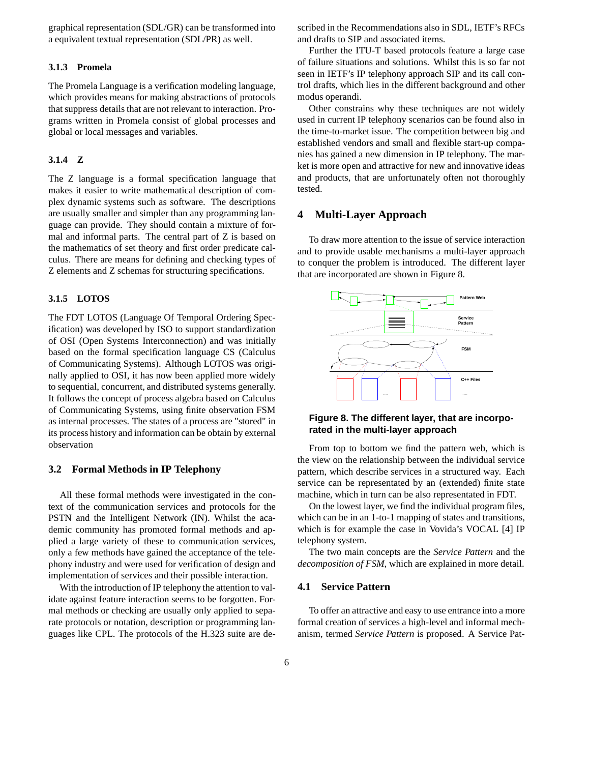graphical representation (SDL/GR) can be transformed into a equivalent textual representation (SDL/PR) as well.

### 3.1.3 Promela

The Promela Language is a verification modeling language, which provides means for making abstractions of protocols that suppress details that are not relevant to interaction. Programs written in Promela consist of global processes and global or local messages and variables.

### 3.1.4 Z

The Z language is a formal specification language that makes it easier to write mathematical description of complex dynamic systems such as software. The descriptions are usually smaller and simpler than any programming language can provide. They should contain a mixture of formal and informal parts. The central part of Z is based on the mathematics of set theory and first order predicate calculus. There are means for defining and checking types of Z elements and Z schemas for structuring specifications.

### 3.1.5 LOTOS

The FDT LOTOS (Language Of Temporal Ordering Specification) was developed by ISO to support standardization of OSI (Open Systems Interconnection) and was initially based on the formal specification language CS (Calculus of Communicating Systems). Although LOTOS was originally applied to OSI, it has now been applied more widely to sequential, concurrent, and distributed systems generally. It follows the concept of process algebra based on Calculus of Communicating Systems, using finite observation FSM as internal processes. The states of a process are "stored" in its process history and information can be obtain by external observation

## 3.2 Formal Methods in IP Telephony

All these formal methods were investigated in the context of the communication services and protocols for the PSTN and the Intelligent Network (IN). Whilst the academic community has promoted formal methods and applied a large variety of these to communication services, only a few methods have gained the acceptance of the telephony industry and were used for verification of design and implementation of services and their possible interaction.

With the introduction of IP telephony the attention to validate against feature interaction seems to be forgotten. Formal methods or checking are usually only applied to separate protocols or notation, description or programming languages like CPL. The protocols of the H.323 suite are described in the Recommendations also in SDL, IETF's RFCs and drafts to SIP and associated items.

Further the ITU-T based protocols feature a large case of failure situations and solutions. Whilst this is so far not seen in IETF's IP telephony approach SIP and its call control drafts, which lies in the different background and other modus operandi.

Other constrains why these techniques are not widely used in current IP telephony scenarios can be found also in the time-to-market issue. The competition between big and established vendors and small and flexible start-up companies has gained a new dimension in IP telephony. The market is more open and attractive for new and innovative ideas and products, that are unfortunately often not thoroughly tested.

# 4 Multi-Layer Approach

To draw more attention to the issue of service interaction and to provide usable mechanisms a multi-layer approach to conquer the problem is introduced. The different layer that are incorporated are shown in Figure 8.

**Figure 8. The different layer, that are incorporated in the multi-layer approach**

From top to bottom we find the pattern web, which is the view on the relationship between the individual service pattern, which describe services in a structured way. Each service can be representated by an (extended) finite state machine, which in turn can be also represented in FDT.

On the lowest layer, we find the individual program files, which can be in an 1-to-1 mapping of states and transitions, which is for example the case in Vovida's VOCAL [4] IP telephony system.

The two main concepts are the *Service Pattern* and the *decomposition of FSM*, which are explained in more detail.

## 4.1 Service Pattern

To offer an attractive and easy to use entrance into a more formal creation of services a high-level and informal mechanism, termed *Service Pattern* is proposed. A Service Pat-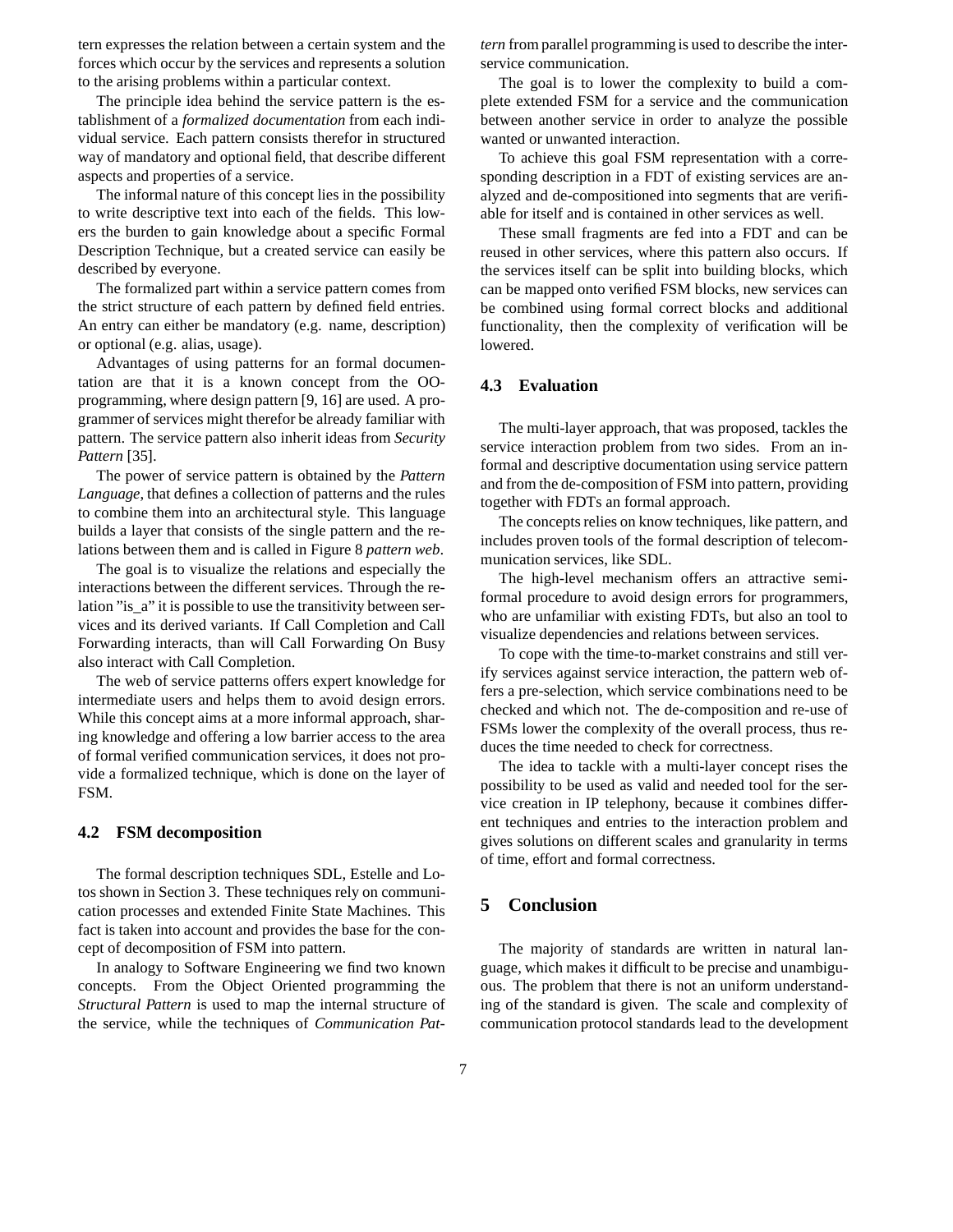tern expresses the relation between a certain system and the forces which occur by the services and represents a solution to the arising problems within a particular context.

The principle idea behind the service pattern is the establishment of a *formalized documentation* from each individual service. Each pattern consists therefor in structured way of mandatory and optional field, that describe different aspects and properties of a service.

The informal nature of this concept lies in the possibility to write descriptive text into each of the fields. This lowers the burden to gain knowledge about a specific Formal Description Technique, but a created service can easily be described by everyone.

The formalized part within a service pattern comes from the strict structure of each pattern by defined field entries. An entry can either be mandatory (e.g. name, description) or optional (e.g. alias, usage).

Advantages of using patterns for an formal documentation are that it is a known concept from the OO-programming, where design pattern [9, 16] are used. A programmer of services might therefor be already familiar with pattern. The service pattern also inherit ideas from *Security Pattern* [35].

The power of service pattern is obtained by the *Pattern Language*, that defines a collection of patterns and the rules to combine them into an architectural style. This language builds a layer that consists of the single pattern and the relations between them and is called in Figure 8 *pattern web*.

The goal is to visualize the relations and especially the interactions between the different services. Through the relation "is_a" it is possible to use the transitivity between services and its derived variants. If Call Completion and Call Forwarding interacts, than will Call Forwarding On Busy also interact with Call Completion.

The web of service patterns offers expert knowledge for intermediate users and helps them to avoid design errors. While this concept aims at a more informal approach, sharing knowledge and offering a low barrier access to the area of formal verified communication services, it does not provide a formalized technique, which is done on the layer of FSM.

### 4.2 FSM decomposition

The formal description techniques SDL, Estelle and Lotos shown in Section 3. These techniques rely on communication processes and extended Finite State Machines. This fact is taken into account and provides the base for the concept of decomposition of FSM into pattern.

In analogy to Software Engineering we find two known concepts. From the Object Oriented programming the *Structural Pattern* is used to map the internal structure of the service, while the techniques of *Communication Pattern* from parallel programming is used to describe the inter-service communication.

The goal is to lower the complexity to build a complete extended FSM for a service and the communication between another service in order to analyze the possible wanted or unwanted interaction.

To achieve this goal FSM representation with a corresponding description in a FDT of existing services are analyzed and de-compositioned into segments that are verifiable for itself and is contained in other services as well.

These small fragments are fed into a FDT and can be reused in other services, where this pattern also occurs. If the services itself can be split into building blocks, which can be mapped onto verified FSM blocks, new services can be combined using formal correct blocks and additional functionality, then the complexity of verification will be lowered.

### 4.3 Evaluation

The multi-layer approach, that was proposed, tackles the service interaction problem from two sides. From an informal and descriptive documentation using service pattern and from the de-composition of FSM into pattern, providing together with FDTs an formal approach.

The concepts relies on know techniques, like pattern, and includes proven tools of the formal description of telecommunication services, like SDL.

The high-level mechanism offers an attractive semi-formal procedure to avoid design errors for programmers, who are unfamiliar with existing FDTs, but also an tool to visualize dependencies and relations between services.

To cope with the time-to-market constrains and still verify services against service interaction, the pattern web offers a pre-selection, which service combinations need to be checked and which not. The de-composition and re-use of FSMs lower the complexity of the overall process, thus reduces the time needed to check for correctness.

The idea to tackle with a multi-layer concept rises the possibility to be used as valid and needed tool for the service creation in IP telephony, because it combines different techniques and entries to the interaction problem and gives solutions on different scales and granularity in terms of time, effort and formal correctness.

## 5 Conclusion

The majority of standards are written in natural language, which makes it difficult to be precise and unambiguous. The problem that there is not an uniform understanding of the standard is given. The scale and complexity of communication protocol standards lead to the development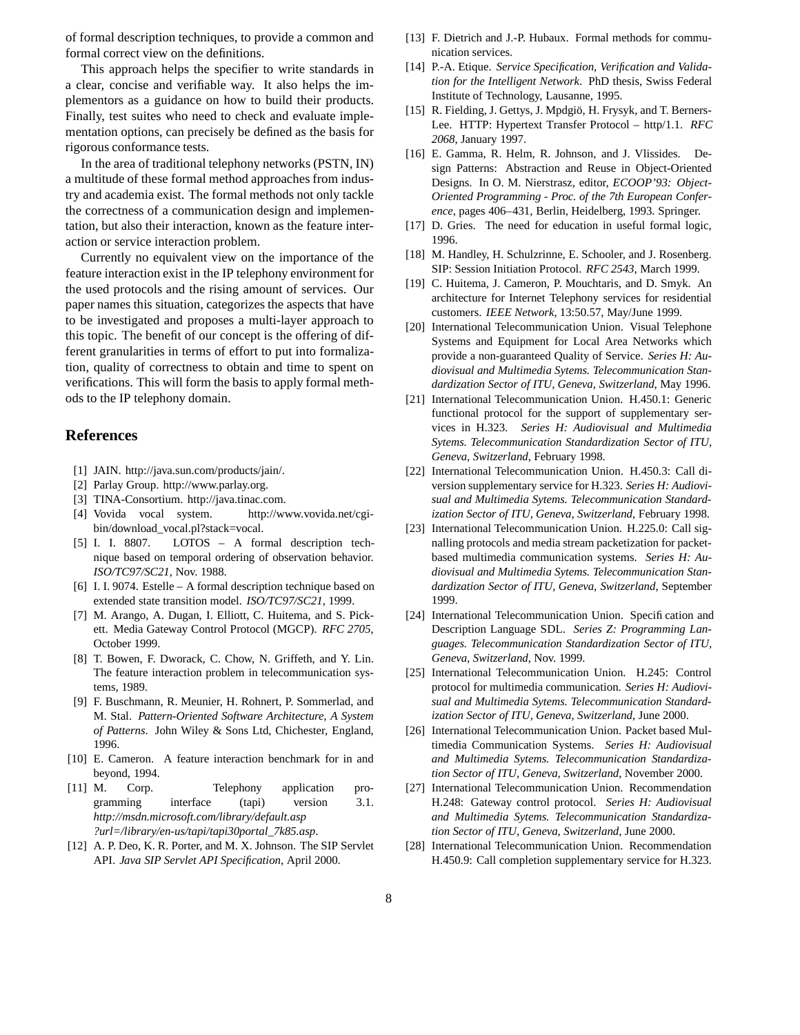of formal description techniques, to provide a common and formal correct view on the definitions.

This approach helps the specifier to write standards in a clear, concise and verifiable way. It also helps the implementors as a guidance on how to build their products. Finally, test suites who need to check and evaluate implementation options, can precisely be defined as the basis for rigorous conformance tests.

In the area of traditional telephony networks (PSTN, IN) a multitude of these formal method approaches from industry and academia exist. The formal methods not only tackle the correctness of a communication design and implementation, but also their interaction, known as the feature interaction or service interaction problem.

Currently no equivalent view on the importance of the feature interaction exist in the IP telephony environment for the used protocols and the rising amount of services. Our paper names this situation, categorizes the aspects that have to be investigated and proposes a multi-layer approach to this topic. The benefit of our concept is the offering of different granularities in terms of effort to put into formalization, quality of correctness to obtain and time to spent on verifications. This will form the basis to apply formal methods to the IP telephony domain.

## References

[1] JAIN. http://java.sun.com/products/jain/.

[2] Parlay Group. http://www.parlay.org.

[3] TINA-Consortium. http://java.tinac.com.

[4] Vovida vocal system. http://www.vovida.net/cgi-bin/download_vocal.pl?stack=vocal.

[5] I. I. 8807. LOTOS – A formal description technique based on temporal ordering of observation behavior. *ISO/TC97/SC21*, Nov. 1988.

[6] I. I. 9074. Estelle – A formal description technique based on extended state transition model. *ISO/TC97/SC21*, 1999.

[7] M. Arango, A. Dugan, I. Elliott, C. Huitema, and S. Pickett. Media Gateway Control Protocol (MGCP). *RFC 2705*, October 1999.

[8] T. Bowen, F. Dworack, C. Chow, N. Griffeth, and Y. Lin. The feature interaction problem in telecommunication systems, 1989.

[9] F. Buschmann, R. Meunier, H. Rohnert, P. Sommerlad, and M. Stal. *Pattern-Oriented Software Architecture, A System of Patterns*. John Wiley & Sons Ltd, Chichester, England, 1996.

[10] E. Cameron. A feature interaction benchmark for in and beyond, 1994.

[11] M. Corp. Telephony application programming interface (tapi) version 3.1. *http://msdn.microsoft.com/library/default.asp ?url=/library/en-us/tapi/tapi30portal_7k85.asp*.

[12] A. P. Deo, K. R. Porter, and M. X. Johnson. The SIP Servlet API. *Java SIP Servlet API Specification*, April 2000.

[13] F. Dietrich and J.-P. Hubaux. Formal methods for communication services.

[14] P.-A. Etique. *Service Specification, Verification and Validation for the Intelligent Network*. PhD thesis, Swiss Federal Institute of Technology, Lausanne, 1995.

[15] R. Fielding, J. Gettys, J. Mpdgiö, H. Frysyk, and T. Berners-Lee. HTTP: Hypertext Transfer Protocol – http/1.1. *RFC 2068*, January 1997.

[16] E. Gamma, R. Helm, R. Johnson, and J. Vlissides. Design Patterns: Abstraction and Reuse in Object-Oriented Designs. In O. M. Nierstrasz, editor, *ECOOP'93: Object-Oriented Programming - Proc. of the 7th European Conference*, pages 406–431, Berlin, Heidelberg, 1993. Springer.

[17] D. Gries. The need for education in useful formal logic, 1996.

[18] M. Handley, H. Schulzrinne, E. Schooler, and J. Rosenberg. SIP: Session Initiation Protocol. *RFC 2543*, March 1999.

[19] C. Huitema, J. Cameron, P. Mouchtaris, and D. Smyk. An architecture for Internet Telephony services for residential customers. *IEEE Network*, 13:50.57, May/June 1999.

[20] International Telecommunication Union. Visual Telephone Systems and Equipment for Local Area Networks which provide a non-guaranteed Quality of Service. *Series H: Audiovisual and Multimedia Sytems. Telecommunication Standardization Sector of ITU, Geneva, Switzerland*, May 1996.

[21] International Telecommunication Union. H.450.1: Generic functional protocol for the support of supplementary services in H.323. *Series H: Audiovisual and Multimedia Sytems. Telecommunication Standardization Sector of ITU, Geneva, Switzerland*, February 1998.

[22] International Telecommunication Union. H.450.3: Call diversion supplementary service for H.323. *Series H: Audiovisual and Multimedia Sytems. Telecommunication Standardization Sector of ITU, Geneva, Switzerland*, February 1998.

[23] International Telecommunication Union. H.225.0: Call signalling protocols and media stream packetization for packet-based multimedia communication systems. *Series H: Audiovisual and Multimedia Sytems. Telecommunication Standardization Sector of ITU, Geneva, Switzerland*, September 1999.

[24] International Telecommunication Union. Specification and Description Language SDL. *Series Z: Programming Languages. Telecommunication Standardization Sector of ITU, Geneva, Switzerland*, Nov. 1999.

[25] International Telecommunication Union. H.245: Control protocol for multimedia communication. *Series H: Audiovisual and Multimedia Sytems. Telecommunication Standardization Sector of ITU, Geneva, Switzerland*, June 2000.

[26] International Telecommunication Union. Packet based Multimedia Communication Systems. *Series H: Audiovisual and Multimedia Sytems. Telecommunication Standardization Sector of ITU, Geneva, Switzerland*, November 2000.

[27] International Telecommunication Union. Recommendation H.248: Gateway control protocol. *Series H: Audiovisual and Multimedia Sytems. Telecommunication Standardization Sector of ITU, Geneva, Switzerland*, June 2000.

[28] International Telecommunication Union. Recommendation H.450.9: Call completion supplementary service for H.323.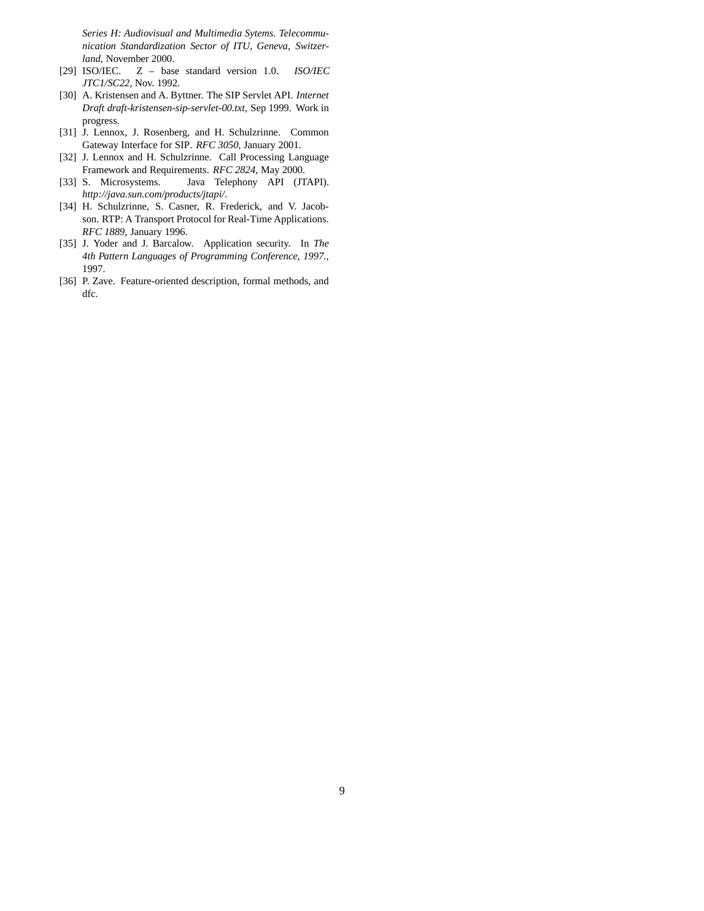*Series H: Audiovisual and Multimedia Sytems. Telecommunication Standardization Sector of ITU, Geneva, Switzerland*, November 2000.

[29] ISO/IEC. Z – base standard version 1.0. *ISO/IEC JTC1/SC22*, Nov. 1992.

[30] A. Kristensen and A. Byttner. The SIP Servlet API. *Internet Draft draft-kristensen-sip-servlet-00.txt*, Sep 1999. Work in progress.

[31] J. Lennox, J. Rosenberg, and H. Schulzrinne. Common Gateway Interface for SIP. *RFC 3050*, January 2001.

[32] J. Lennox and H. Schulzrinne. Call Processing Language Framework and Requirements. *RFC 2824*, May 2000.

[33] S. Microsystems. Java Telephony API (JTAPI). *http://java.sun.com/products/jtapi/*.

[34] H. Schulzrinne, S. Casner, R. Frederick, and V. Jacobson. RTP: A Transport Protocol for Real-Time Applications. *RFC 1889*, January 1996.

[35] J. Yoder and J. Barcalow. Application security. In *The 4th Pattern Languages of Programming Conference, 1997.*, 1997.

[36] P. Zave. Feature-oriented description, formal methods, and dfc.